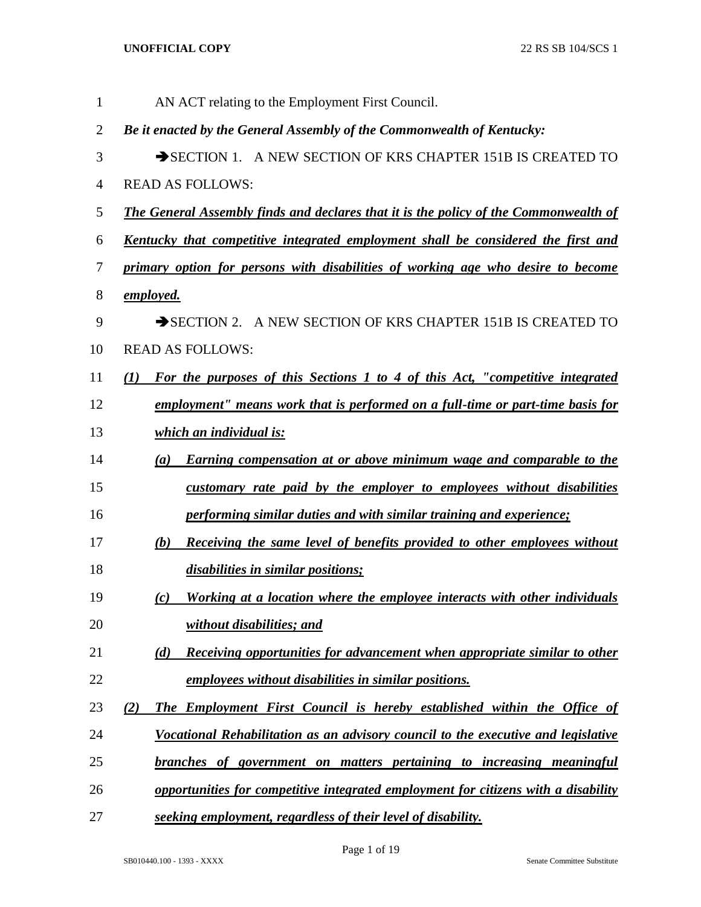AN ACT relating to the Employment First Council.

***Be it enacted by the General Assembly of the Commonwealth of Kentucky:***

➔SECTION 1. A NEW SECTION OF KRS CHAPTER 151B IS CREATED TO READ AS FOLLOWS:

***The General Assembly finds and declares that it is the policy of the Commonwealth of Kentucky that competitive integrated employment shall be considered the first and primary option for persons with disabilities of working age who desire to become employed.***

➔SECTION 2. A NEW SECTION OF KRS CHAPTER 151B IS CREATED TO READ AS FOLLOWS:

***(1) For the purposes of this Sections 1 to 4 of this Act, "competitive integrated employment" means work that is performed on a full-time or part-time basis for which an individual is:***

***(a) Earning compensation at or above minimum wage and comparable to the customary rate paid by the employer to employees without disabilities performing similar duties and with similar training and experience;***

***(b) Receiving the same level of benefits provided to other employees without disabilities in similar positions;***

***(c) Working at a location where the employee interacts with other individuals without disabilities; and***

***(d) Receiving opportunities for advancement when appropriate similar to other employees without disabilities in similar positions.***

***(2) The Employment First Council is hereby established within the Office of Vocational Rehabilitation as an advisory council to the executive and legislative branches of government on matters pertaining to increasing meaningful opportunities for competitive integrated employment for citizens with a disability seeking employment, regardless of their level of disability.***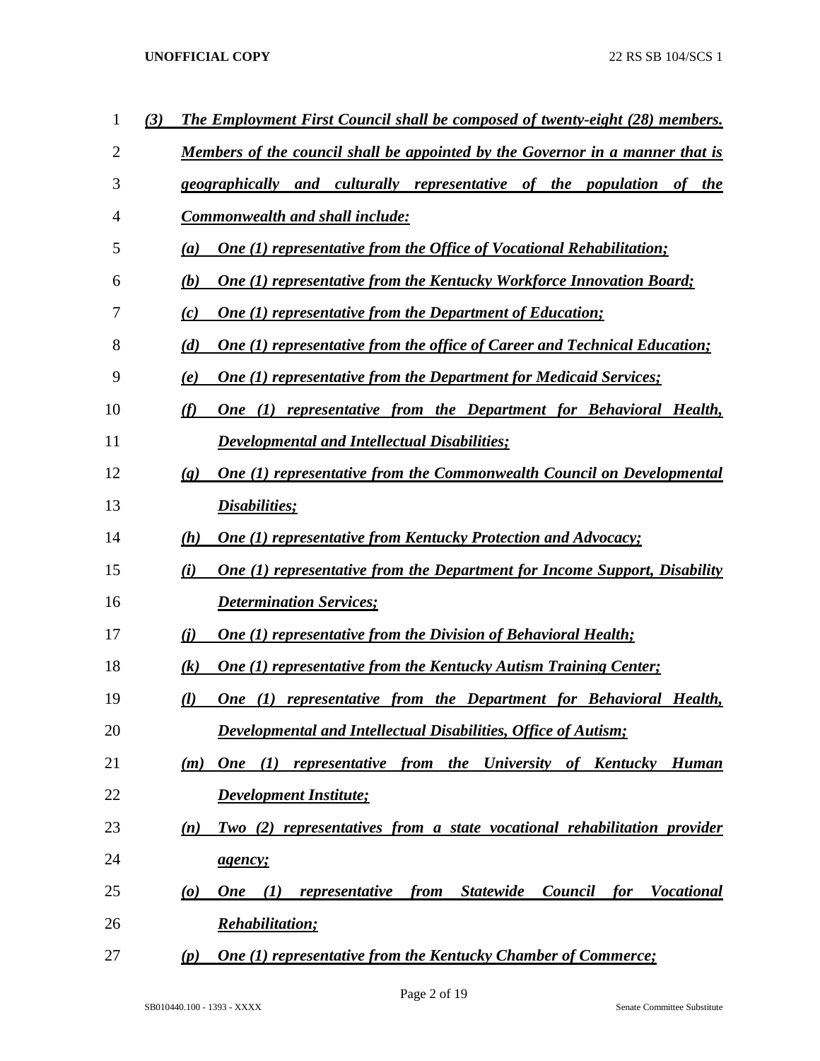*(3) The Employment First Council shall be composed of twenty-eight (28) members. Members of the council shall be appointed by the Governor in a manner that is geographically and culturally representative of the population of the Commonwealth and shall include:*

*(a) One (1) representative from the Office of Vocational Rehabilitation;*

*(b) One (1) representative from the Kentucky Workforce Innovation Board;*

*(c) One (1) representative from the Department of Education;*

*(d) One (1) representative from the office of Career and Technical Education;*

*(e) One (1) representative from the Department for Medicaid Services;*

*(f) One (1) representative from the Department for Behavioral Health, Developmental and Intellectual Disabilities;*

*(g) One (1) representative from the Commonwealth Council on Developmental Disabilities;*

*(h) One (1) representative from Kentucky Protection and Advocacy;*

*(i) One (1) representative from the Department for Income Support, Disability Determination Services;*

*(j) One (1) representative from the Division of Behavioral Health;*

*(k) One (1) representative from the Kentucky Autism Training Center;*

*(l) One (1) representative from the Department for Behavioral Health, Developmental and Intellectual Disabilities, Office of Autism;*

*(m) One (1) representative from the University of Kentucky Human Development Institute;*

*(n) Two (2) representatives from a state vocational rehabilitation provider agency;*

*(o) One (1) representative from Statewide Council for Vocational Rehabilitation;*

*(p) One (1) representative from the Kentucky Chamber of Commerce;*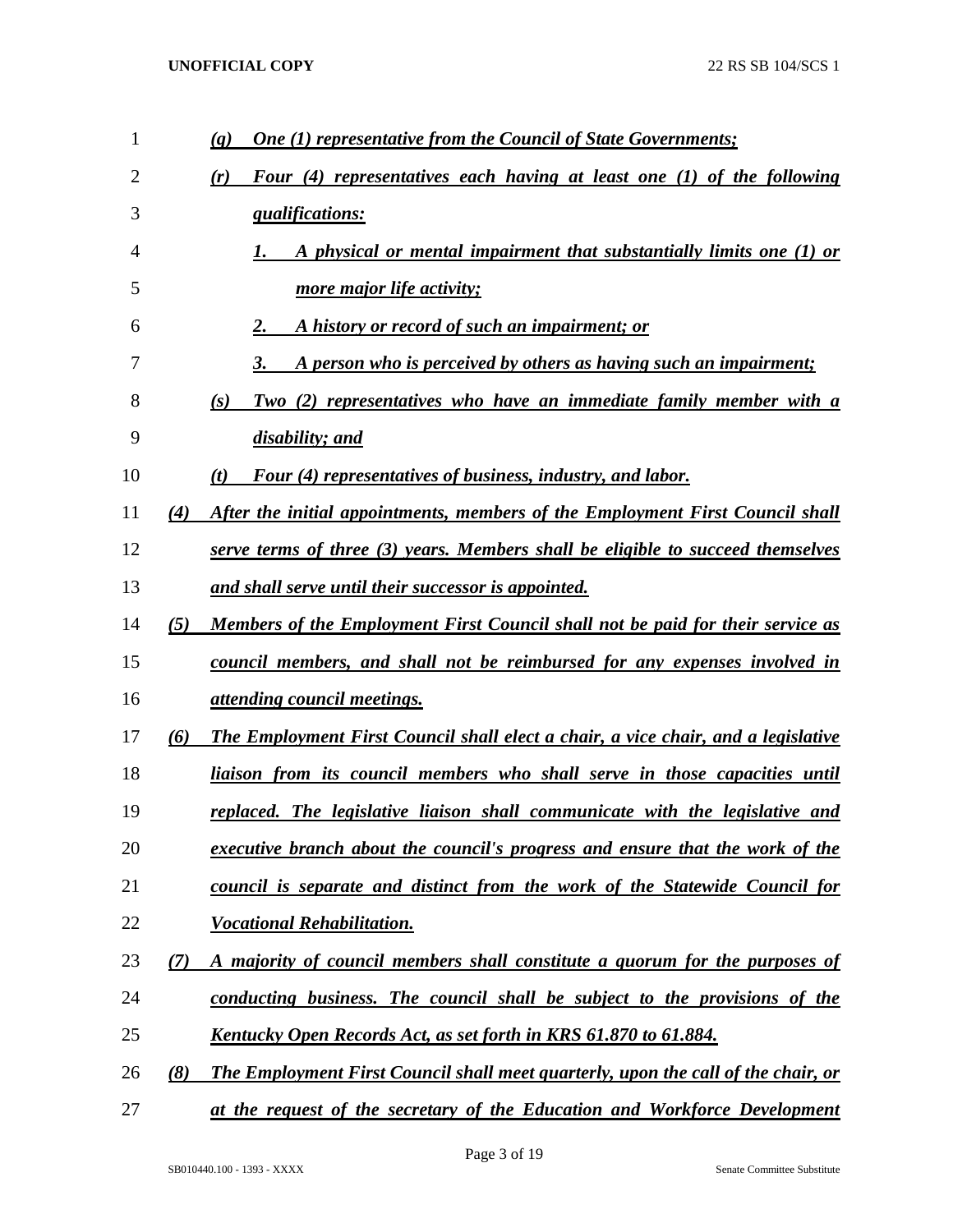(q) *One (1) representative from the Council of State Governments;*

(r) *Four (4) representatives each having at least one (1) of the following qualifications:*

1. *A physical or mental impairment that substantially limits one (1) or more major life activity;*
2. *A history or record of such an impairment; or*
3. *A person who is perceived by others as having such an impairment;*

(s) *Two (2) representatives who have an immediate family member with a disability; and*

(t) *Four (4) representatives of business, industry, and labor.*

(4) *After the initial appointments, members of the Employment First Council shall serve terms of three (3) years. Members shall be eligible to succeed themselves and shall serve until their successor is appointed.*

(5) *Members of the Employment First Council shall not be paid for their service as council members, and shall not be reimbursed for any expenses involved in attending council meetings.*

(6) *The Employment First Council shall elect a chair, a vice chair, and a legislative liaison from its council members who shall serve in those capacities until replaced. The legislative liaison shall communicate with the legislative and executive branch about the council's progress and ensure that the work of the council is separate and distinct from the work of the Statewide Council for Vocational Rehabilitation.*

(7) *A majority of council members shall constitute a quorum for the purposes of conducting business. The council shall be subject to the provisions of the Kentucky Open Records Act, as set forth in KRS 61.870 to 61.884.*

(8) *The Employment First Council shall meet quarterly, upon the call of the chair, or at the request of the secretary of the Education and Workforce Development*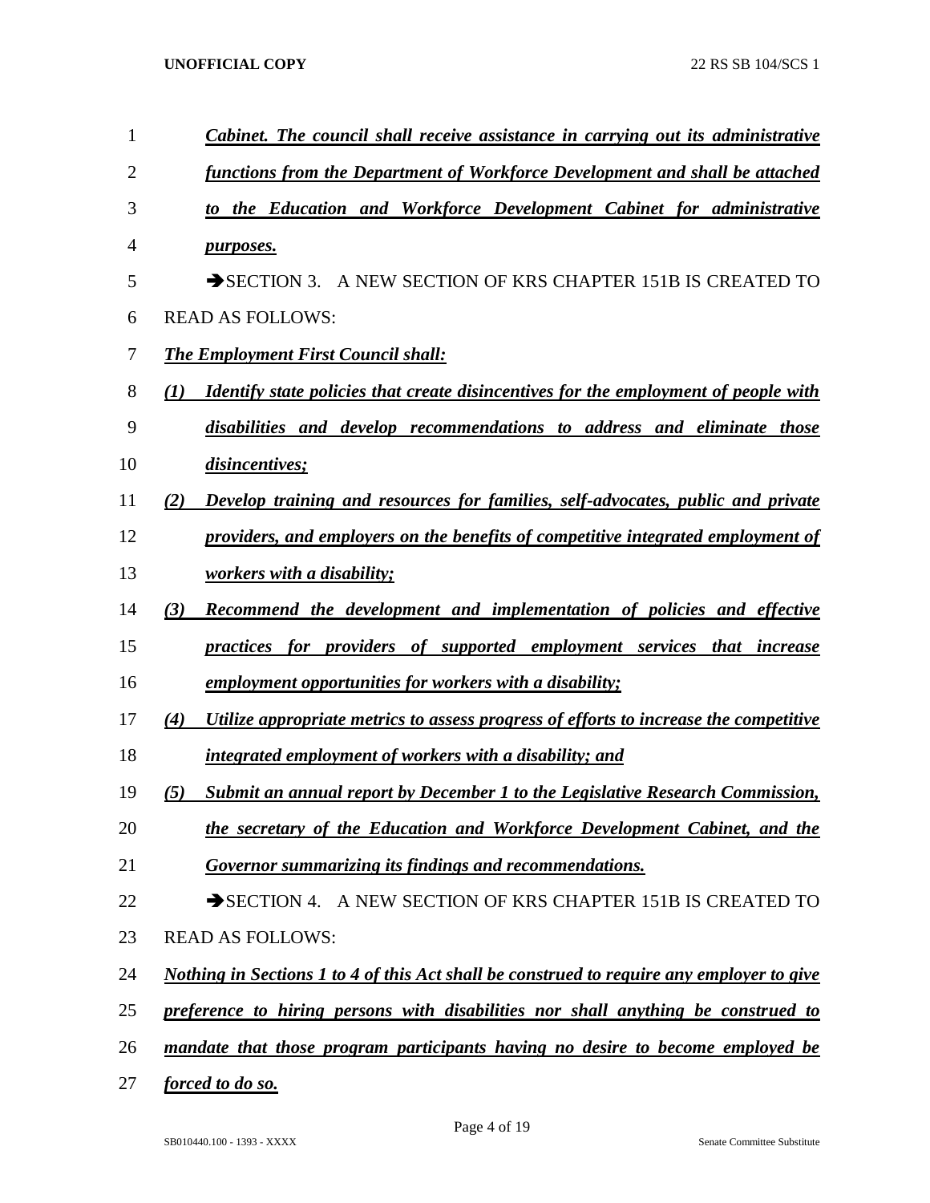***Cabinet. The council shall receive assistance in carrying out its administrative functions from the Department of Workforce Development and shall be attached to the Education and Workforce Development Cabinet for administrative purposes.***

➔SECTION 3. A NEW SECTION OF KRS CHAPTER 151B IS CREATED TO READ AS FOLLOWS:

***The Employment First Council shall:***

***(1) Identify state policies that create disincentives for the employment of people with disabilities and develop recommendations to address and eliminate those disincentives;***

***(2) Develop training and resources for families, self-advocates, public and private providers, and employers on the benefits of competitive integrated employment of workers with a disability;***

***(3) Recommend the development and implementation of policies and effective practices for providers of supported employment services that increase employment opportunities for workers with a disability;***

***(4) Utilize appropriate metrics to assess progress of efforts to increase the competitive integrated employment of workers with a disability; and***

***(5) Submit an annual report by December 1 to the Legislative Research Commission, the secretary of the Education and Workforce Development Cabinet, and the Governor summarizing its findings and recommendations.***

➔SECTION 4. A NEW SECTION OF KRS CHAPTER 151B IS CREATED TO READ AS FOLLOWS:

***Nothing in Sections 1 to 4 of this Act shall be construed to require any employer to give preference to hiring persons with disabilities nor shall anything be construed to mandate that those program participants having no desire to become employed be forced to do so.***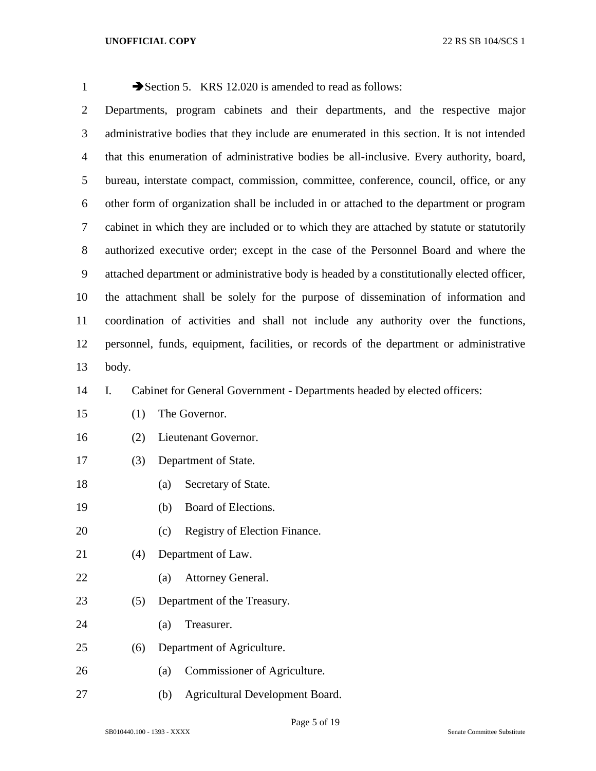➔Section 5. KRS 12.020 is amended to read as follows:

Departments, program cabinets and their departments, and the respective major administrative bodies that they include are enumerated in this section. It is not intended that this enumeration of administrative bodies be all-inclusive. Every authority, board, bureau, interstate compact, commission, committee, conference, council, office, or any other form of organization shall be included in or attached to the department or program cabinet in which they are included or to which they are attached by statute or statutorily authorized executive order; except in the case of the Personnel Board and where the attached department or administrative body is headed by a constitutionally elected officer, the attachment shall be solely for the purpose of dissemination of information and coordination of activities and shall not include any authority over the functions, personnel, funds, equipment, facilities, or records of the department or administrative body.

I. Cabinet for General Government - Departments headed by elected officers:

(1) The Governor.

(2) Lieutenant Governor.

(3) Department of State.

(a) Secretary of State.

(b) Board of Elections.

(c) Registry of Election Finance.

(4) Department of Law.

(a) Attorney General.

(5) Department of the Treasury.

(a) Treasurer.

(6) Department of Agriculture.

(a) Commissioner of Agriculture.

(b) Agricultural Development Board.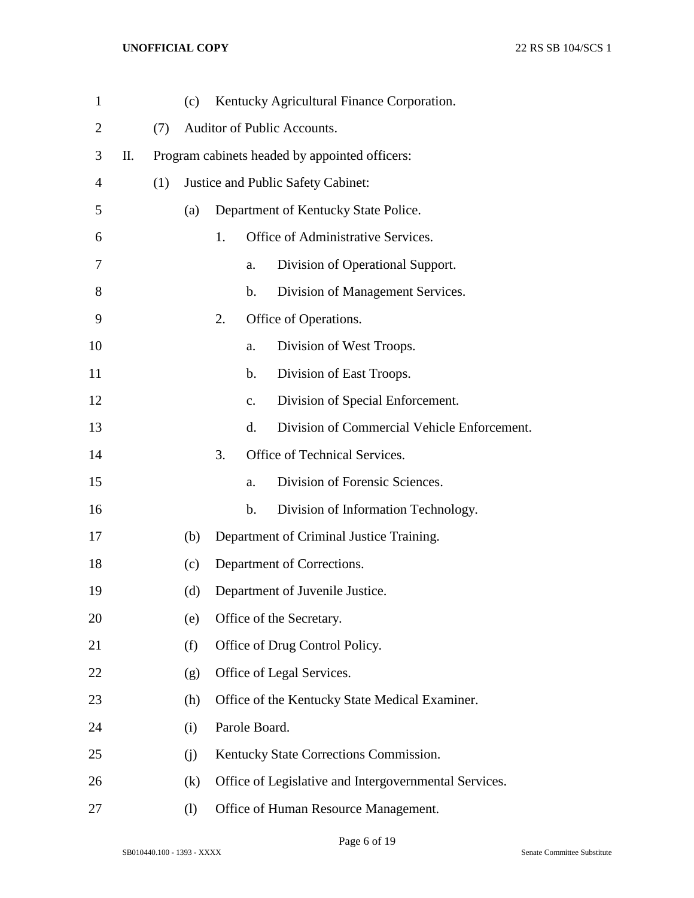(c) Kentucky Agricultural Finance Corporation.

(7) Auditor of Public Accounts.

II. Program cabinets headed by appointed officers:

(1) Justice and Public Safety Cabinet:

(a) Department of Kentucky State Police.

1. Office of Administrative Services.

a. Division of Operational Support.

b. Division of Management Services.

2. Office of Operations.

a. Division of West Troops.

b. Division of East Troops.

c. Division of Special Enforcement.

d. Division of Commercial Vehicle Enforcement.

3. Office of Technical Services.

a. Division of Forensic Sciences.

b. Division of Information Technology.

(b) Department of Criminal Justice Training.

(c) Department of Corrections.

(d) Department of Juvenile Justice.

(e) Office of the Secretary.

(f) Office of Drug Control Policy.

(g) Office of Legal Services.

(h) Office of the Kentucky State Medical Examiner.

(i) Parole Board.

(j) Kentucky State Corrections Commission.

(k) Office of Legislative and Intergovernmental Services.

(l) Office of Human Resource Management.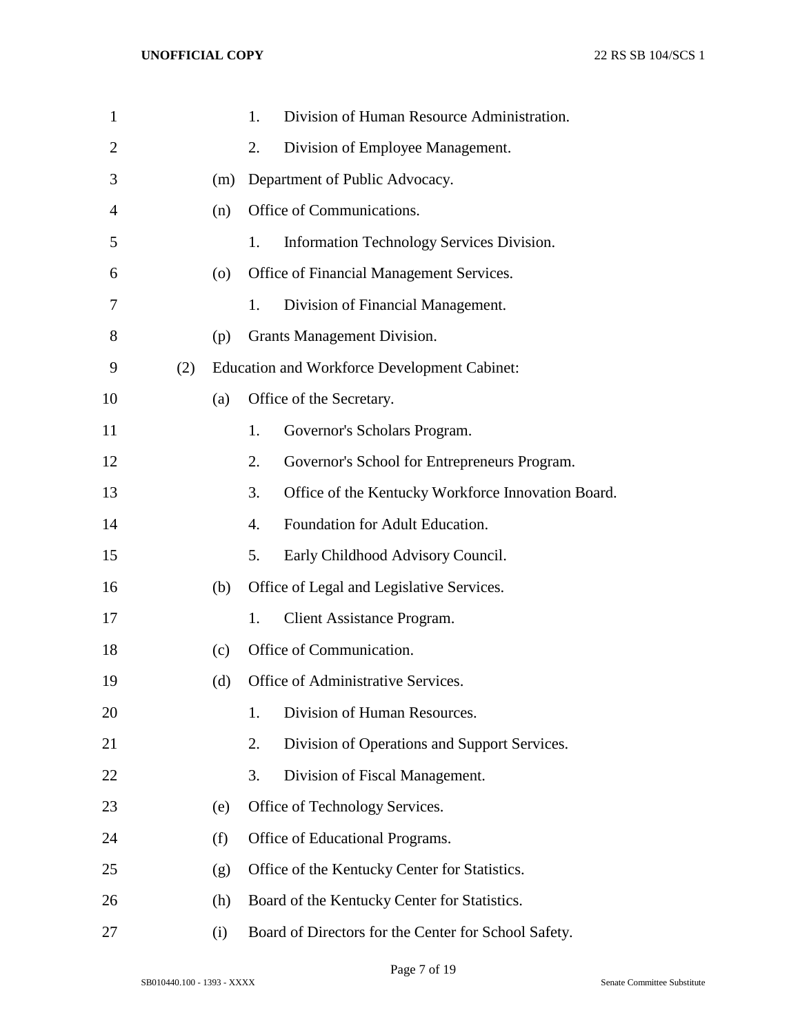1. Division of Human Resource Administration.
2. Division of Employee Management.

(m) Department of Public Advocacy.

(n) Office of Communications.

1. Information Technology Services Division.

(o) Office of Financial Management Services.

1. Division of Financial Management.

(p) Grants Management Division.

(2) Education and Workforce Development Cabinet:

(a) Office of the Secretary.

1. Governor's Scholars Program.
2. Governor's School for Entrepreneurs Program.
3. Office of the Kentucky Workforce Innovation Board.
4. Foundation for Adult Education.
5. Early Childhood Advisory Council.

(b) Office of Legal and Legislative Services.

1. Client Assistance Program.

(c) Office of Communication.

(d) Office of Administrative Services.

1. Division of Human Resources.
2. Division of Operations and Support Services.
3. Division of Fiscal Management.

(e) Office of Technology Services.

(f) Office of Educational Programs.

(g) Office of the Kentucky Center for Statistics.

(h) Board of the Kentucky Center for Statistics.

(i) Board of Directors for the Center for School Safety.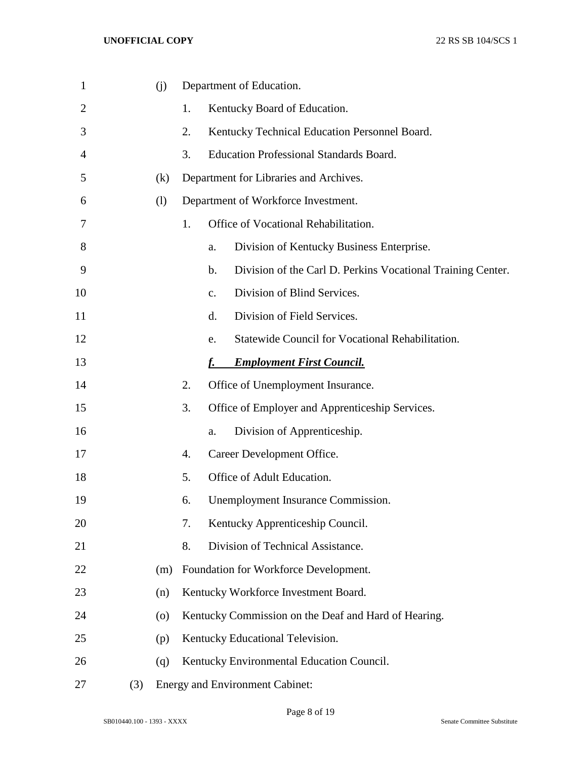(j) Department of Education.

1. Kentucky Board of Education.
2. Kentucky Technical Education Personnel Board.
3. Education Professional Standards Board.

(k) Department for Libraries and Archives.

(l) Department of Workforce Investment.

1. Office of Vocational Rehabilitation.
   a. Division of Kentucky Business Enterprise.
   b. Division of the Carl D. Perkins Vocational Training Center.
   c. Division of Blind Services.
   d. Division of Field Services.
   e. Statewide Council for Vocational Rehabilitation.
   ***f. Employment First Council.***
2. Office of Unemployment Insurance.
3. Office of Employer and Apprenticeship Services.
   a. Division of Apprenticeship.
4. Career Development Office.
5. Office of Adult Education.
6. Unemployment Insurance Commission.
7. Kentucky Apprenticeship Council.
8. Division of Technical Assistance.

(m) Foundation for Workforce Development.

(n) Kentucky Workforce Investment Board.

(o) Kentucky Commission on the Deaf and Hard of Hearing.

(p) Kentucky Educational Television.

(q) Kentucky Environmental Education Council.

(3) Energy and Environment Cabinet: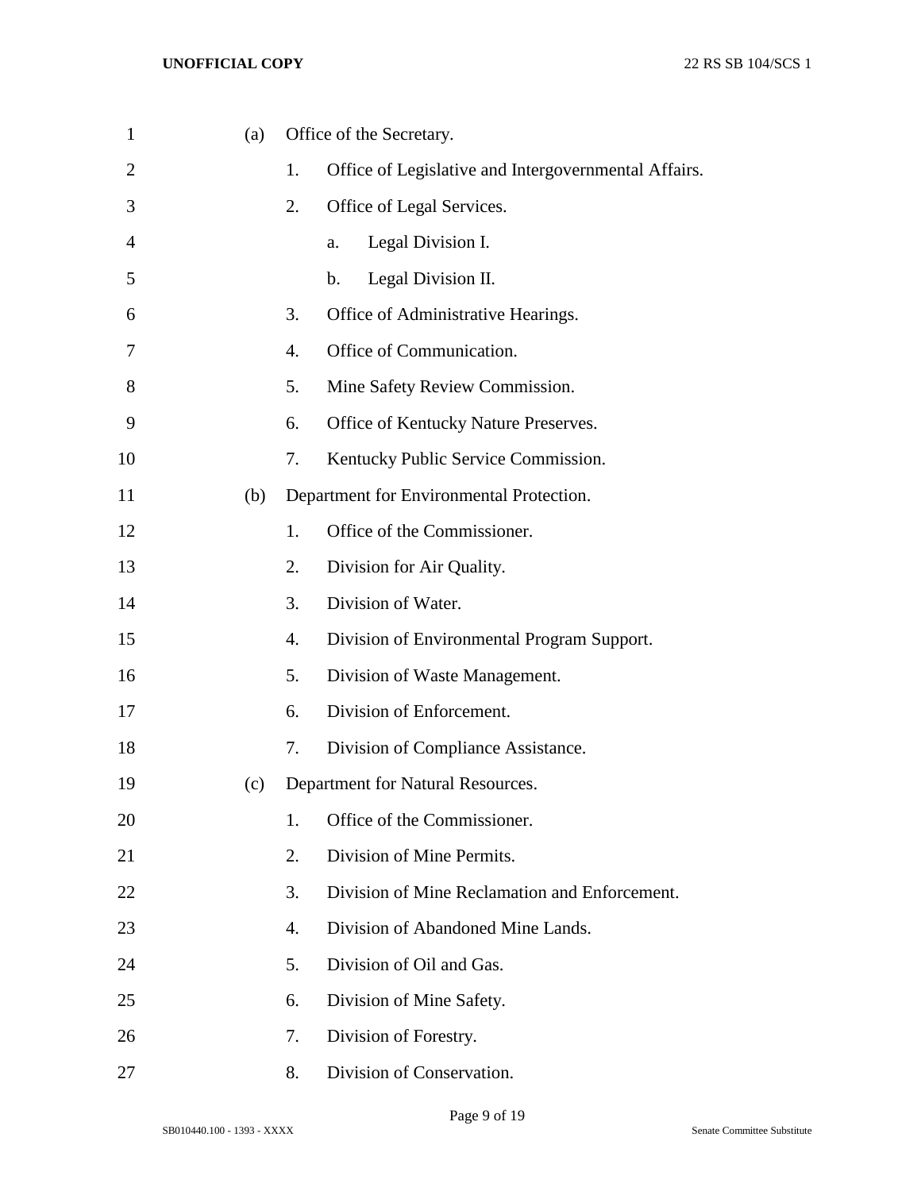(a) Office of the Secretary.

1. Office of Legislative and Intergovernmental Affairs.
2. Office of Legal Services.
   a. Legal Division I.
   b. Legal Division II.
3. Office of Administrative Hearings.
4. Office of Communication.
5. Mine Safety Review Commission.
6. Office of Kentucky Nature Preserves.
7. Kentucky Public Service Commission.

(b) Department for Environmental Protection.

1. Office of the Commissioner.
2. Division for Air Quality.
3. Division of Water.
4. Division of Environmental Program Support.
5. Division of Waste Management.
6. Division of Enforcement.
7. Division of Compliance Assistance.

(c) Department for Natural Resources.

1. Office of the Commissioner.
2. Division of Mine Permits.
3. Division of Mine Reclamation and Enforcement.
4. Division of Abandoned Mine Lands.
5. Division of Oil and Gas.
6. Division of Mine Safety.
7. Division of Forestry.
8. Division of Conservation.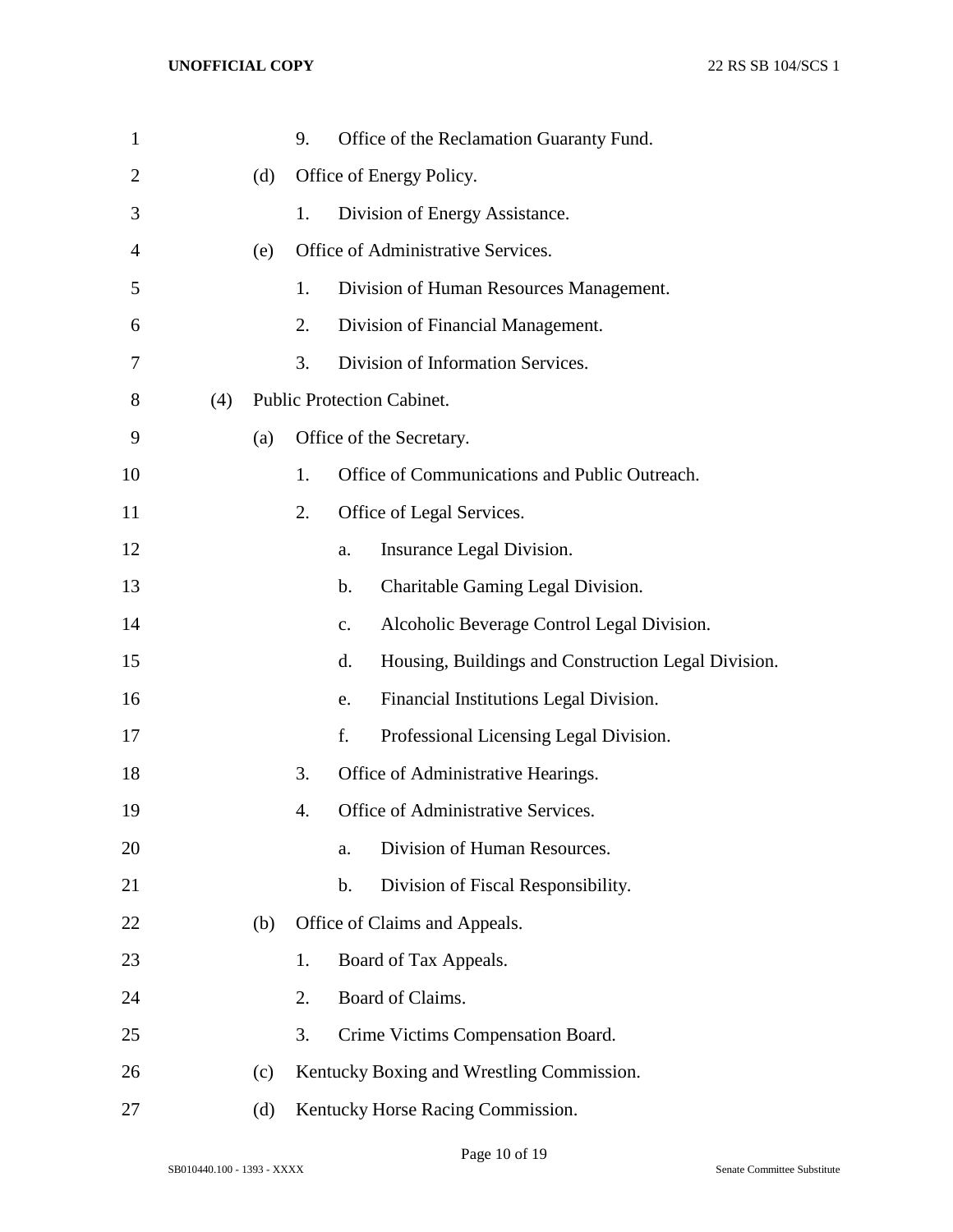9. Office of the Reclamation Guaranty Fund.

(d) Office of Energy Policy.

1. Division of Energy Assistance.

(e) Office of Administrative Services.

1. Division of Human Resources Management.

2. Division of Financial Management.

3. Division of Information Services.

(4) Public Protection Cabinet.

(a) Office of the Secretary.

1. Office of Communications and Public Outreach.

2. Office of Legal Services.

a. Insurance Legal Division.

b. Charitable Gaming Legal Division.

c. Alcoholic Beverage Control Legal Division.

d. Housing, Buildings and Construction Legal Division.

e. Financial Institutions Legal Division.

f. Professional Licensing Legal Division.

3. Office of Administrative Hearings.

4. Office of Administrative Services.

a. Division of Human Resources.

b. Division of Fiscal Responsibility.

(b) Office of Claims and Appeals.

1. Board of Tax Appeals.

2. Board of Claims.

3. Crime Victims Compensation Board.

(c) Kentucky Boxing and Wrestling Commission.

(d) Kentucky Horse Racing Commission.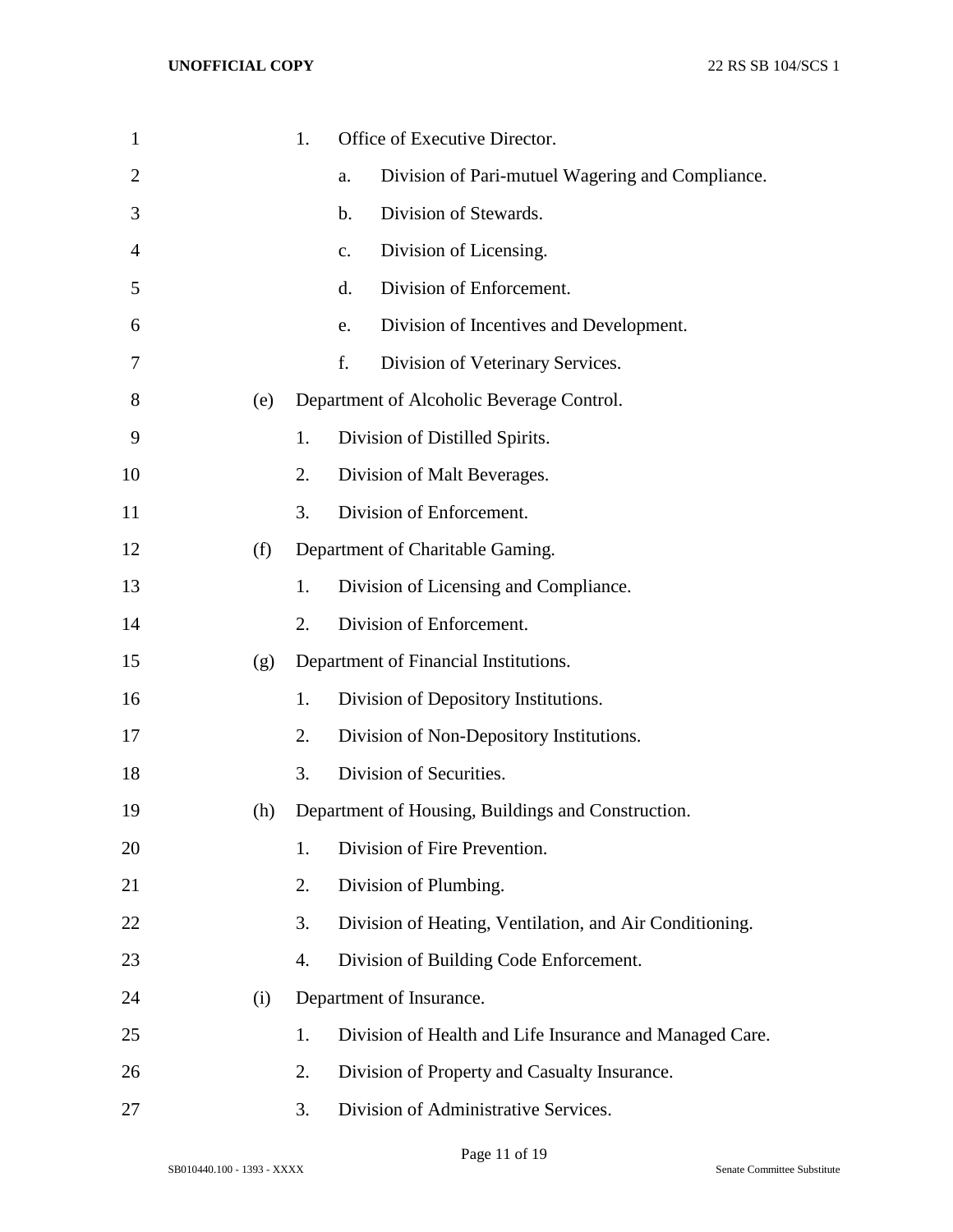1. Office of Executive Director.
   a. Division of Pari-mutuel Wagering and Compliance.
   b. Division of Stewards.
   c. Division of Licensing.
   d. Division of Enforcement.
   e. Division of Incentives and Development.
   f. Division of Veterinary Services.

(e) Department of Alcoholic Beverage Control.
   1. Division of Distilled Spirits.
   2. Division of Malt Beverages.
   3. Division of Enforcement.

(f) Department of Charitable Gaming.
   1. Division of Licensing and Compliance.
   2. Division of Enforcement.

(g) Department of Financial Institutions.
   1. Division of Depository Institutions.
   2. Division of Non-Depository Institutions.
   3. Division of Securities.

(h) Department of Housing, Buildings and Construction.
   1. Division of Fire Prevention.
   2. Division of Plumbing.
   3. Division of Heating, Ventilation, and Air Conditioning.
   4. Division of Building Code Enforcement.

(i) Department of Insurance.
   1. Division of Health and Life Insurance and Managed Care.
   2. Division of Property and Casualty Insurance.
   3. Division of Administrative Services.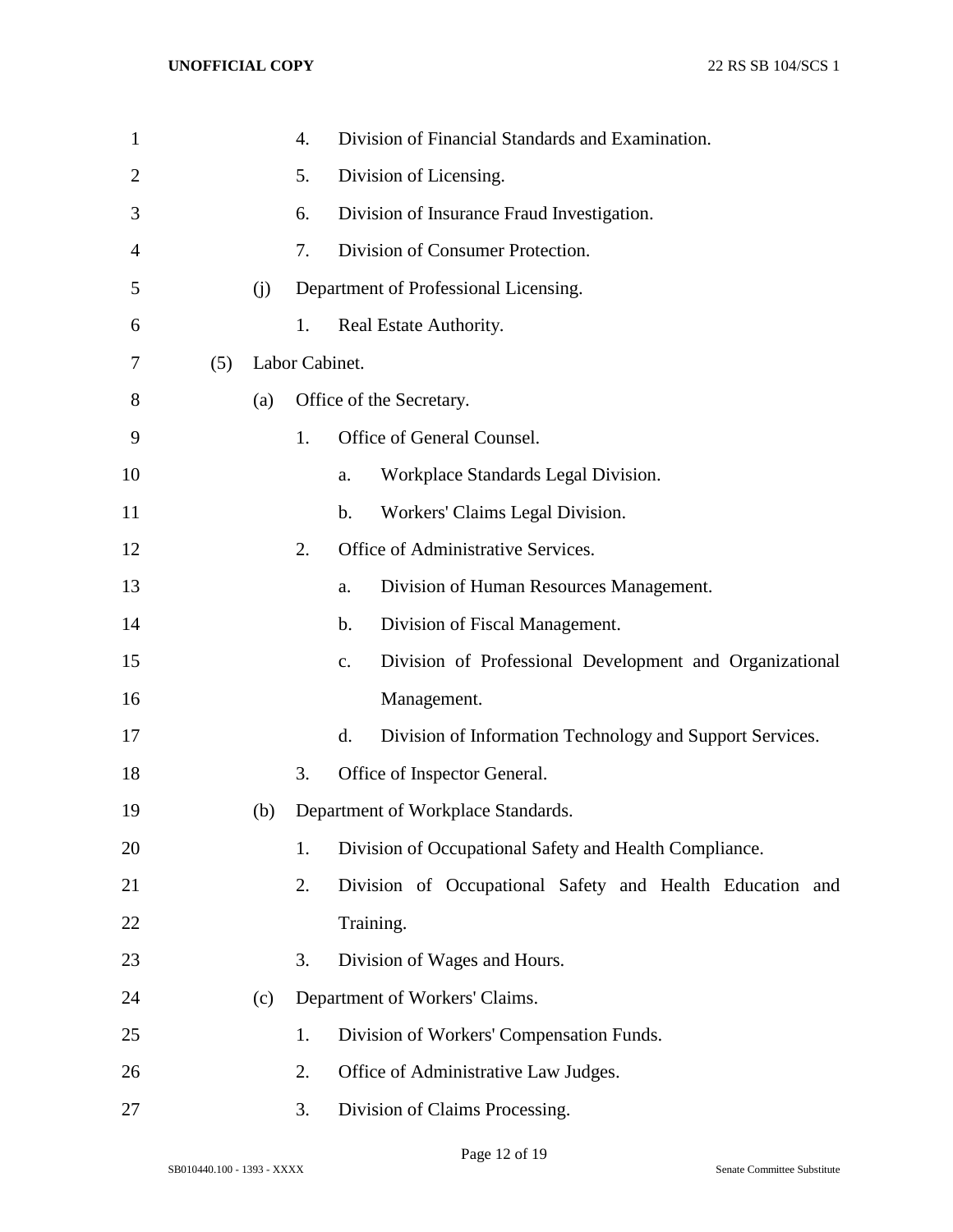4. Division of Financial Standards and Examination.
5. Division of Licensing.
6. Division of Insurance Fraud Investigation.
7. Division of Consumer Protection.

(j) Department of Professional Licensing.

1. Real Estate Authority.

(5) Labor Cabinet.

(a) Office of the Secretary.

1. Office of General Counsel.
   a. Workplace Standards Legal Division.
   b. Workers' Claims Legal Division.
2. Office of Administrative Services.
   a. Division of Human Resources Management.
   b. Division of Fiscal Management.
   c. Division of Professional Development and Organizational Management.
   d. Division of Information Technology and Support Services.
3. Office of Inspector General.

(b) Department of Workplace Standards.

1. Division of Occupational Safety and Health Compliance.
2. Division of Occupational Safety and Health Education and Training.
3. Division of Wages and Hours.

(c) Department of Workers' Claims.

1. Division of Workers' Compensation Funds.
2. Office of Administrative Law Judges.
3. Division of Claims Processing.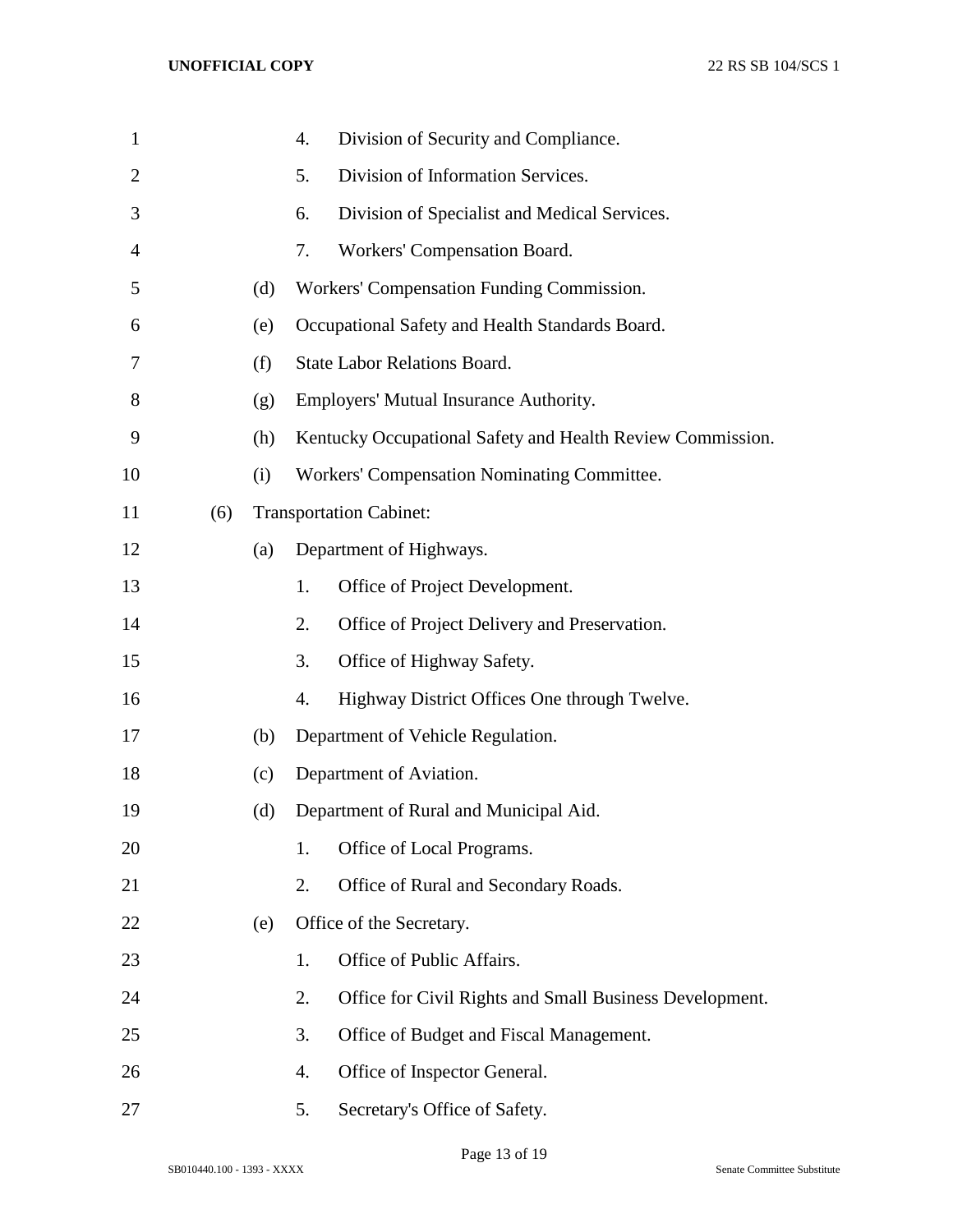4. Division of Security and Compliance.
5. Division of Information Services.
6. Division of Specialist and Medical Services.
7. Workers' Compensation Board.

(d) Workers' Compensation Funding Commission.

(e) Occupational Safety and Health Standards Board.

(f) State Labor Relations Board.

(g) Employers' Mutual Insurance Authority.

(h) Kentucky Occupational Safety and Health Review Commission.

(i) Workers' Compensation Nominating Committee.

(6) Transportation Cabinet:

(a) Department of Highways.

1. Office of Project Development.
2. Office of Project Delivery and Preservation.
3. Office of Highway Safety.
4. Highway District Offices One through Twelve.

(b) Department of Vehicle Regulation.

(c) Department of Aviation.

(d) Department of Rural and Municipal Aid.

1. Office of Local Programs.
2. Office of Rural and Secondary Roads.

(e) Office of the Secretary.

1. Office of Public Affairs.
2. Office for Civil Rights and Small Business Development.
3. Office of Budget and Fiscal Management.
4. Office of Inspector General.
5. Secretary's Office of Safety.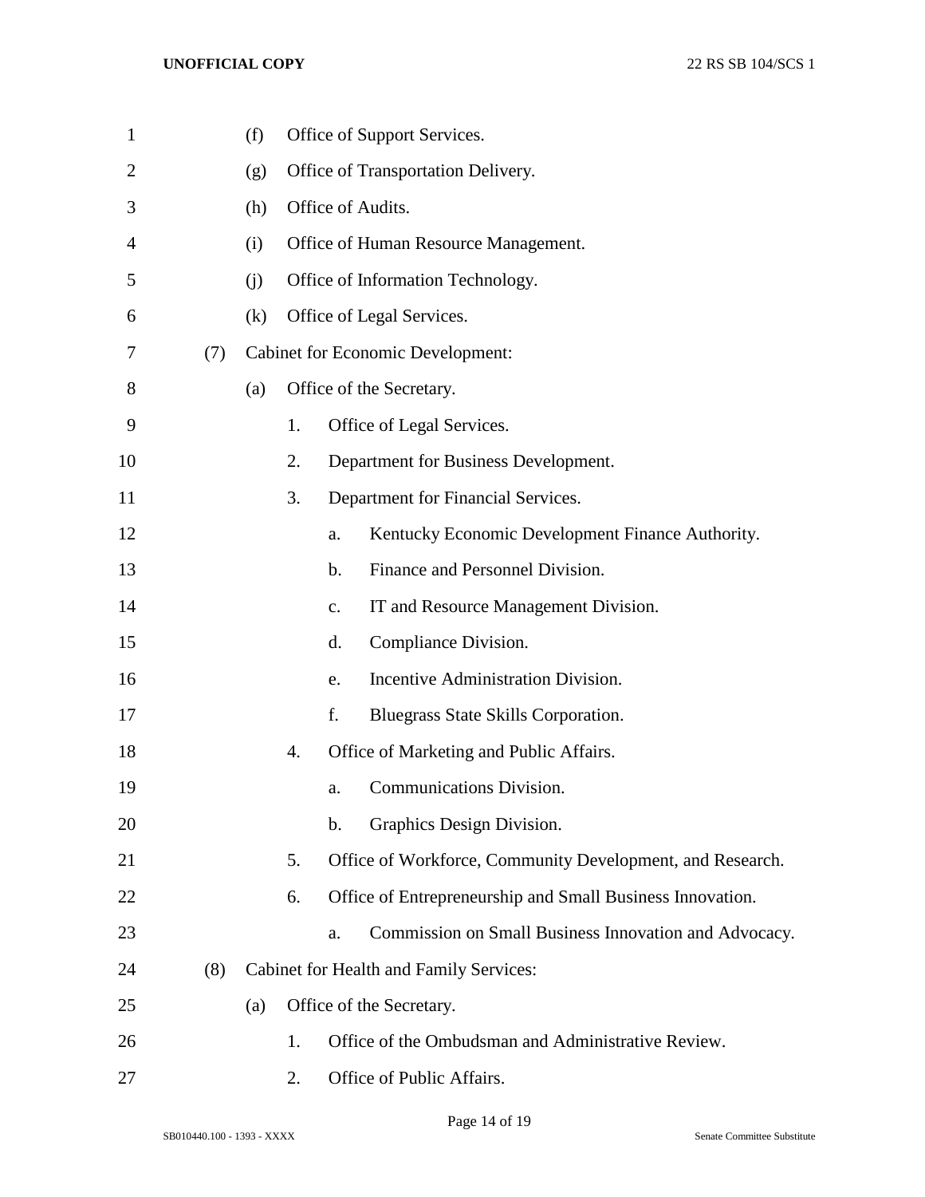(f) Office of Support Services.

(g) Office of Transportation Delivery.

(h) Office of Audits.

(i) Office of Human Resource Management.

(j) Office of Information Technology.

(k) Office of Legal Services.

(7) Cabinet for Economic Development:

(a) Office of the Secretary.

1. Office of Legal Services.

2. Department for Business Development.

3. Department for Financial Services.

a. Kentucky Economic Development Finance Authority.

b. Finance and Personnel Division.

c. IT and Resource Management Division.

d. Compliance Division.

e. Incentive Administration Division.

f. Bluegrass State Skills Corporation.

4. Office of Marketing and Public Affairs.

a. Communications Division.

b. Graphics Design Division.

5. Office of Workforce, Community Development, and Research.

6. Office of Entrepreneurship and Small Business Innovation.

a. Commission on Small Business Innovation and Advocacy.

(8) Cabinet for Health and Family Services:

(a) Office of the Secretary.

1. Office of the Ombudsman and Administrative Review.

2. Office of Public Affairs.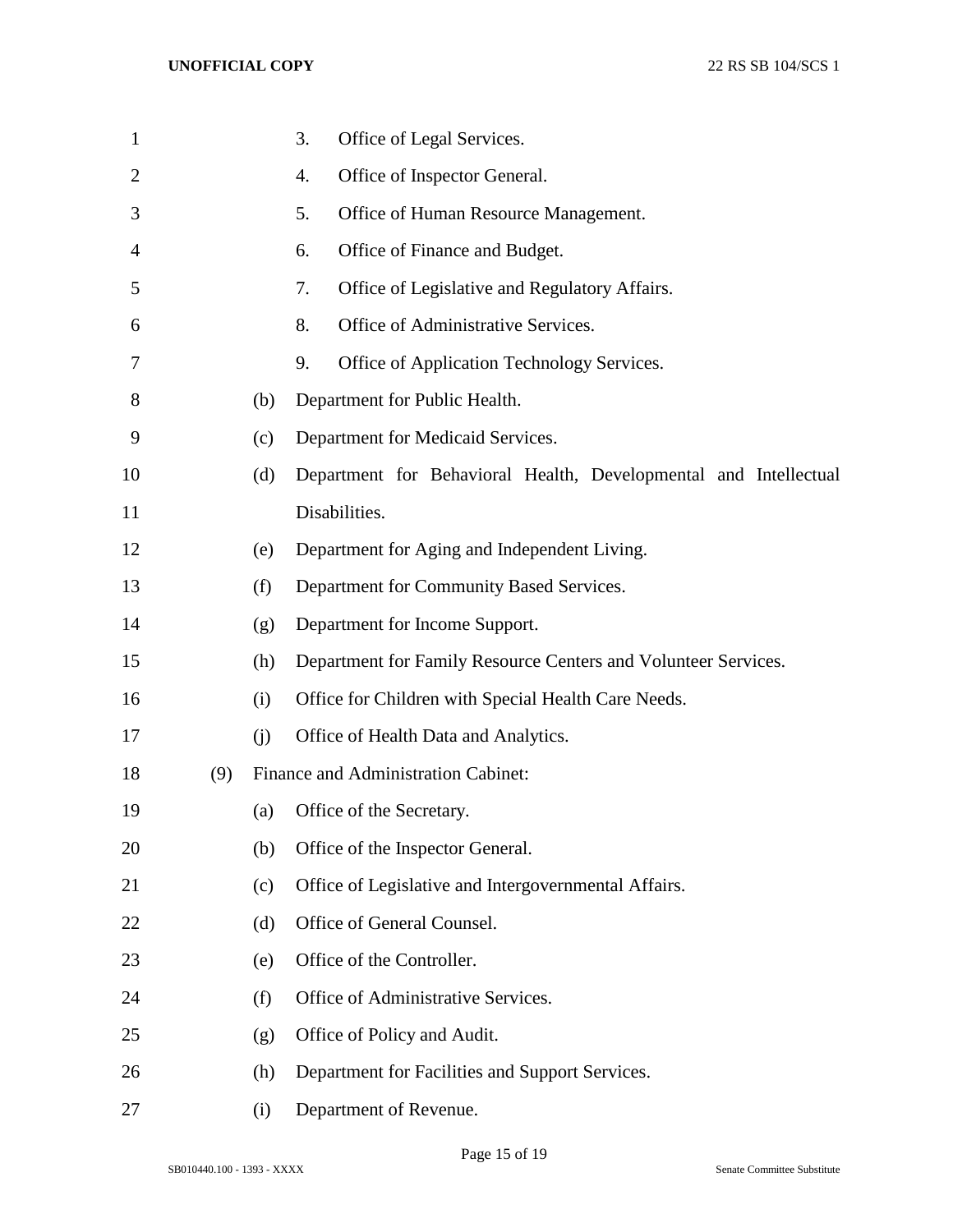3. Office of Legal Services.

4. Office of Inspector General.

5. Office of Human Resource Management.

6. Office of Finance and Budget.

7. Office of Legislative and Regulatory Affairs.

8. Office of Administrative Services.

9. Office of Application Technology Services.

(b) Department for Public Health.

(c) Department for Medicaid Services.

(d) Department for Behavioral Health, Developmental and Intellectual Disabilities.

(e) Department for Aging and Independent Living.

(f) Department for Community Based Services.

(g) Department for Income Support.

(h) Department for Family Resource Centers and Volunteer Services.

(i) Office for Children with Special Health Care Needs.

(j) Office of Health Data and Analytics.

(9) Finance and Administration Cabinet:

(a) Office of the Secretary.

(b) Office of the Inspector General.

(c) Office of Legislative and Intergovernmental Affairs.

(d) Office of General Counsel.

(e) Office of the Controller.

(f) Office of Administrative Services.

(g) Office of Policy and Audit.

(h) Department for Facilities and Support Services.

(i) Department of Revenue.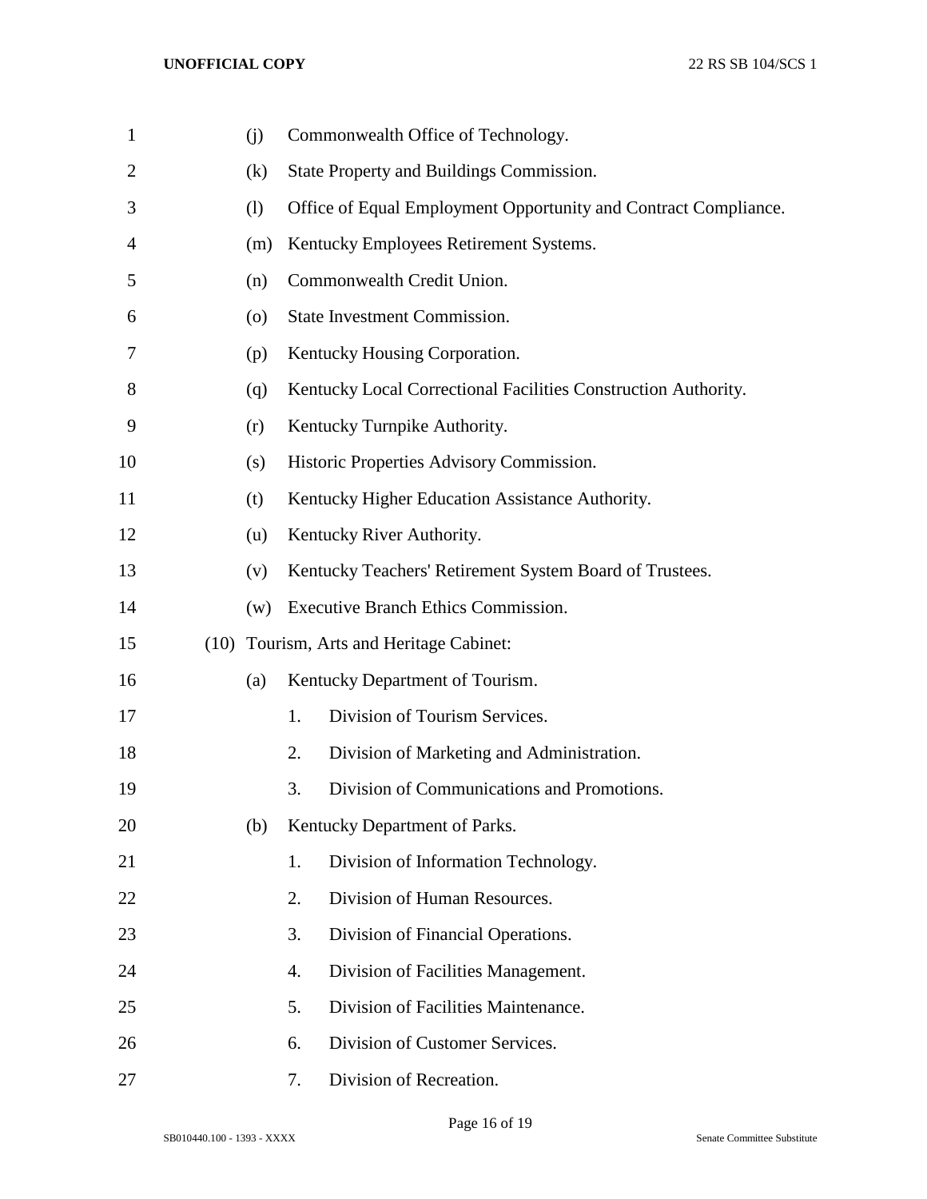(j) Commonwealth Office of Technology.

(k) State Property and Buildings Commission.

(l) Office of Equal Employment Opportunity and Contract Compliance.

(m) Kentucky Employees Retirement Systems.

(n) Commonwealth Credit Union.

(o) State Investment Commission.

(p) Kentucky Housing Corporation.

(q) Kentucky Local Correctional Facilities Construction Authority.

(r) Kentucky Turnpike Authority.

(s) Historic Properties Advisory Commission.

(t) Kentucky Higher Education Assistance Authority.

(u) Kentucky River Authority.

(v) Kentucky Teachers' Retirement System Board of Trustees.

(w) Executive Branch Ethics Commission.

(10) Tourism, Arts and Heritage Cabinet:

(a) Kentucky Department of Tourism.

1. Division of Tourism Services.
2. Division of Marketing and Administration.
3. Division of Communications and Promotions.

(b) Kentucky Department of Parks.

1. Division of Information Technology.
2. Division of Human Resources.
3. Division of Financial Operations.
4. Division of Facilities Management.
5. Division of Facilities Maintenance.
6. Division of Customer Services.
7. Division of Recreation.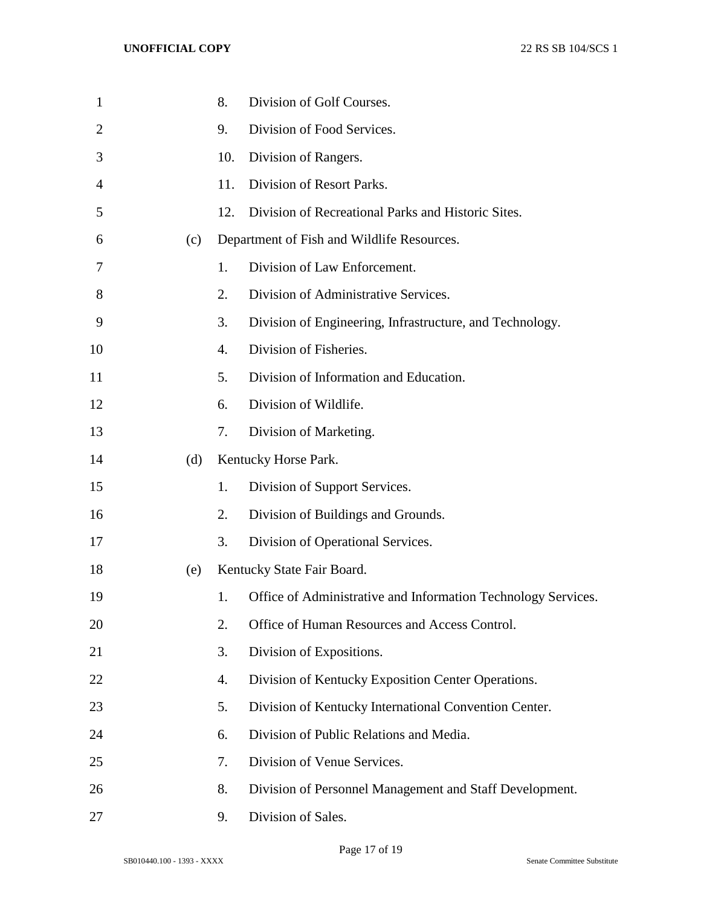8. Division of Golf Courses.

9. Division of Food Services.

10. Division of Rangers.

11. Division of Resort Parks.

12. Division of Recreational Parks and Historic Sites.

(c) Department of Fish and Wildlife Resources.

1. Division of Law Enforcement.

2. Division of Administrative Services.

3. Division of Engineering, Infrastructure, and Technology.

4. Division of Fisheries.

5. Division of Information and Education.

6. Division of Wildlife.

7. Division of Marketing.

(d) Kentucky Horse Park.

1. Division of Support Services.

2. Division of Buildings and Grounds.

3. Division of Operational Services.

(e) Kentucky State Fair Board.

1. Office of Administrative and Information Technology Services.

2. Office of Human Resources and Access Control.

3. Division of Expositions.

4. Division of Kentucky Exposition Center Operations.

5. Division of Kentucky International Convention Center.

6. Division of Public Relations and Media.

7. Division of Venue Services.

8. Division of Personnel Management and Staff Development.

9. Division of Sales.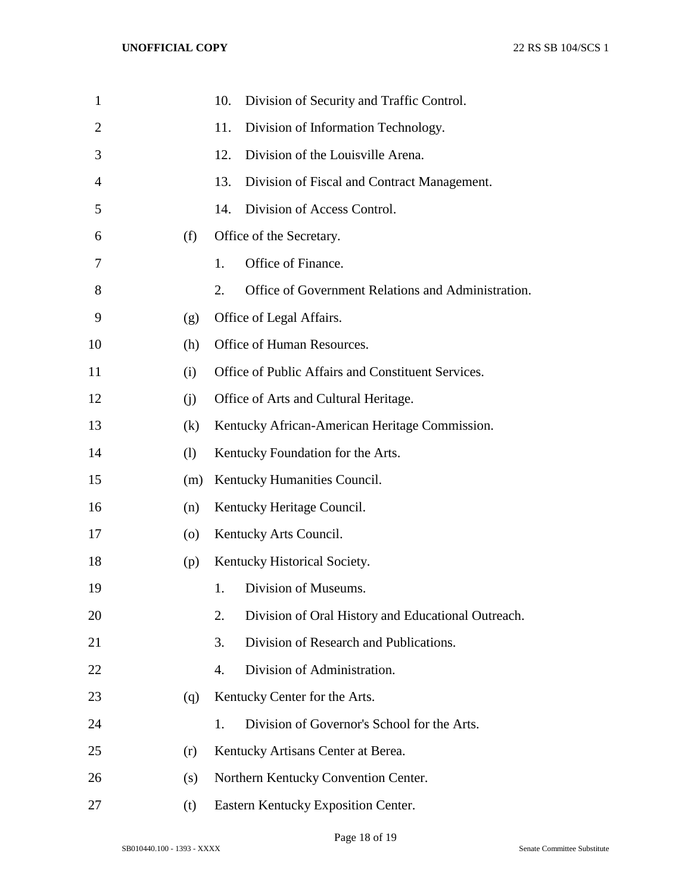10. Division of Security and Traffic Control.
11. Division of Information Technology.
12. Division of the Louisville Arena.
13. Division of Fiscal and Contract Management.
14. Division of Access Control.

(f) Office of the Secretary.

1. Office of Finance.
2. Office of Government Relations and Administration.

(g) Office of Legal Affairs.

(h) Office of Human Resources.

(i) Office of Public Affairs and Constituent Services.

(j) Office of Arts and Cultural Heritage.

(k) Kentucky African-American Heritage Commission.

(l) Kentucky Foundation for the Arts.

(m) Kentucky Humanities Council.

(n) Kentucky Heritage Council.

(o) Kentucky Arts Council.

(p) Kentucky Historical Society.

1. Division of Museums.
2. Division of Oral History and Educational Outreach.
3. Division of Research and Publications.
4. Division of Administration.

(q) Kentucky Center for the Arts.

1. Division of Governor's School for the Arts.

(r) Kentucky Artisans Center at Berea.

(s) Northern Kentucky Convention Center.

(t) Eastern Kentucky Exposition Center.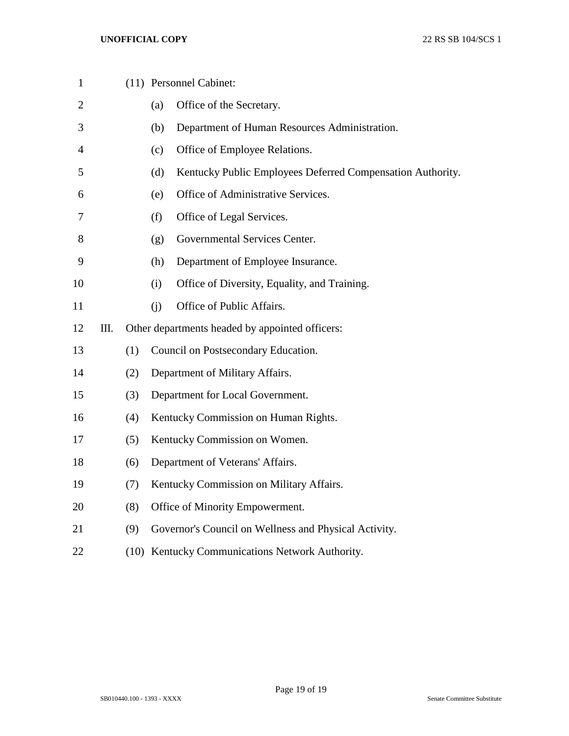(11) Personnel Cabinet:

(a) Office of the Secretary.

(b) Department of Human Resources Administration.

(c) Office of Employee Relations.

(d) Kentucky Public Employees Deferred Compensation Authority.

(e) Office of Administrative Services.

(f) Office of Legal Services.

(g) Governmental Services Center.

(h) Department of Employee Insurance.

(i) Office of Diversity, Equality, and Training.

(j) Office of Public Affairs.

III. Other departments headed by appointed officers:

(1) Council on Postsecondary Education.

(2) Department of Military Affairs.

(3) Department for Local Government.

(4) Kentucky Commission on Human Rights.

(5) Kentucky Commission on Women.

(6) Department of Veterans' Affairs.

(7) Kentucky Commission on Military Affairs.

(8) Office of Minority Empowerment.

(9) Governor's Council on Wellness and Physical Activity.

(10) Kentucky Communications Network Authority.